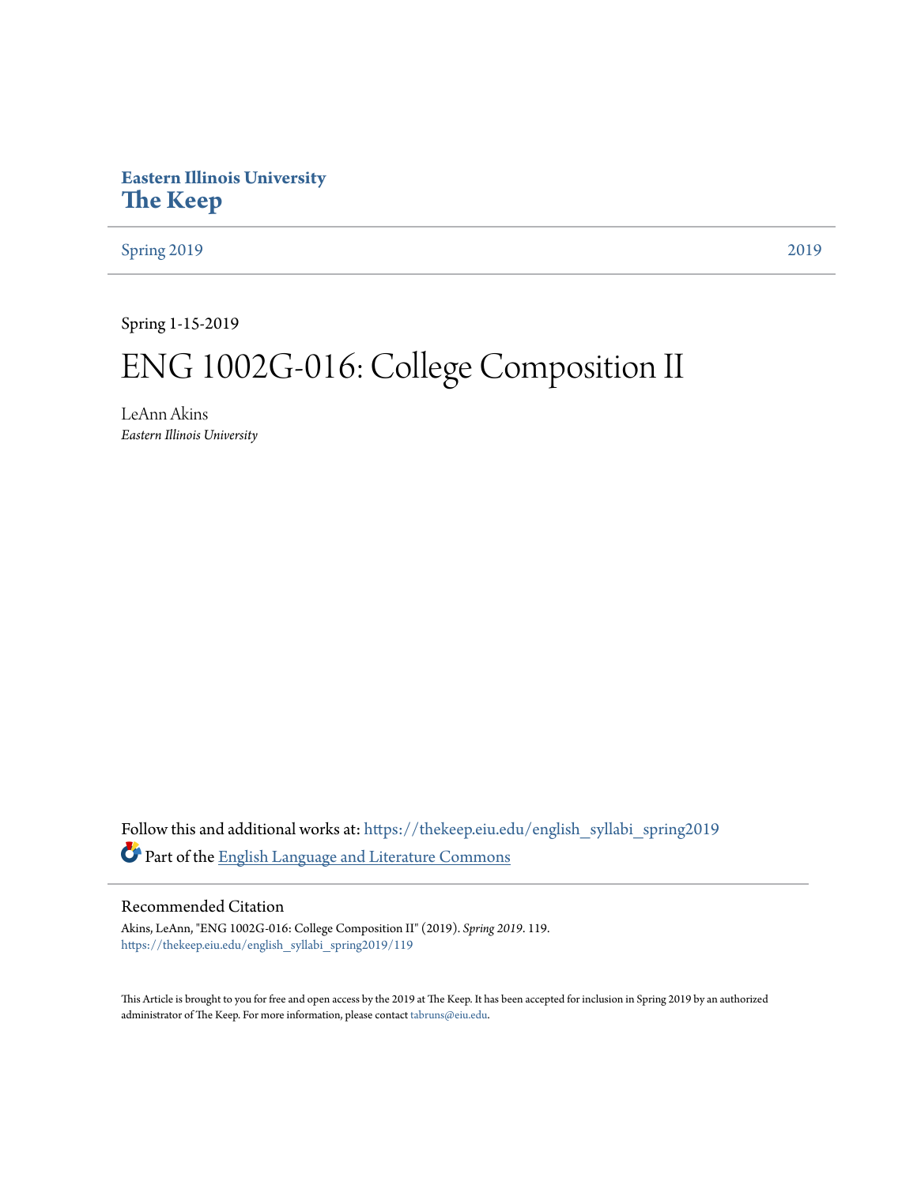**Eastern Illinois University**
# The Keep

Spring 2019 | 2019

Spring 1-15-2019

# ENG 1002G-016: College Composition II

LeAnn Akins
*Eastern Illinois University*

Follow this and additional works at: https://thekeep.eiu.edu/english_syllabi_spring2019

Part of the English Language and Literature Commons

## Recommended Citation

Akins, LeAnn, "ENG 1002G-016: College Composition II" (2019). *Spring 2019*. 119.
https://thekeep.eiu.edu/english_syllabi_spring2019/119

This Article is brought to you for free and open access by the 2019 at The Keep. It has been accepted for inclusion in Spring 2019 by an authorized administrator of The Keep. For more information, please contact tabruns@eiu.edu.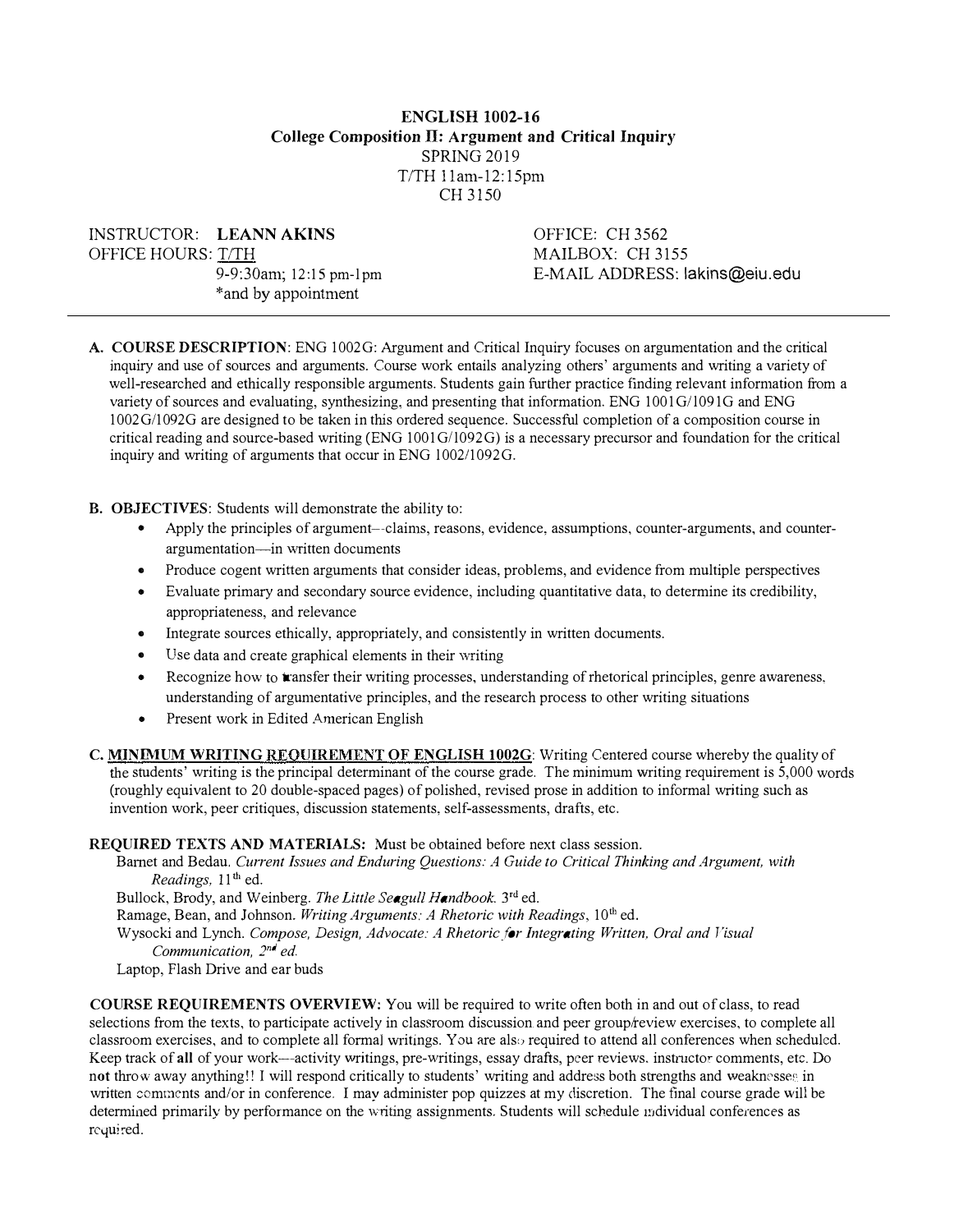# ENGLISH 1002-16

## College Composition II: Argument and Critical Inquiry

SPRING 2019

T/TH 11am-12:15pm

CH 3150

INSTRUCTOR: **LEANN AKINS**

OFFICE HOURS: T/TH

9-9:30am; 12:15 pm-1pm

*and by appointment

OFFICE: CH 3562

MAILBOX: CH 3155

E-MAIL ADDRESS: lakins@eiu.edu

---

**A. COURSE DESCRIPTION**: ENG 1002G: Argument and Critical Inquiry focuses on argumentation and the critical inquiry and use of sources and arguments. Course work entails analyzing others' arguments and writing a variety of well-researched and ethically responsible arguments. Students gain further practice finding relevant information from a variety of sources and evaluating, synthesizing, and presenting that information. ENG 1001G/1091G and ENG 1002G/1092G are designed to be taken in this ordered sequence. Successful completion of a composition course in critical reading and source-based writing (ENG 1001G/1092G) is a necessary precursor and foundation for the critical inquiry and writing of arguments that occur in ENG 1002/1092G.

**B. OBJECTIVES**: Students will demonstrate the ability to:

- Apply the principles of argument—claims, reasons, evidence, assumptions, counter-arguments, and counter-argumentation—in written documents
- Produce cogent written arguments that consider ideas, problems, and evidence from multiple perspectives
- Evaluate primary and secondary source evidence, including quantitative data, to determine its credibility, appropriateness, and relevance
- Integrate sources ethically, appropriately, and consistently in written documents.
- Use data and create graphical elements in their writing
- Recognize how to transfer their writing processes, understanding of rhetorical principles, genre awareness, understanding of argumentative principles, and the research process to other writing situations
- Present work in Edited American English

**C. MINIMUM WRITING REQUIREMENT OF ENGLISH 1002G**: Writing Centered course whereby the quality of the students' writing is the principal determinant of the course grade. The minimum writing requirement is 5,000 words (roughly equivalent to 20 double-spaced pages) of polished, revised prose in addition to informal writing such as invention work, peer critiques, discussion statements, self-assessments, drafts, etc.

**REQUIRED TEXTS AND MATERIALS:** Must be obtained before next class session.

Barnet and Bedau. *Current Issues and Enduring Questions: A Guide to Critical Thinking and Argument, with Readings,* 11th ed.

Bullock, Brody, and Weinberg. *The Little Seagull Handbook.* 3rd ed.

Ramage, Bean, and Johnson. *Writing Arguments: A Rhetoric with Readings*, 10th ed.

Wysocki and Lynch. *Compose, Design, Advocate: A Rhetoric for Integrating Written, Oral and Visual Communication, 2nd ed.*

Laptop, Flash Drive and ear buds

**COURSE REQUIREMENTS OVERVIEW:** You will be required to write often both in and out of class, to read selections from the texts, to participate actively in classroom discussion and peer group/review exercises, to complete all classroom exercises, and to complete all formal writings. You are also required to attend all conferences when scheduled. Keep track of **all** of your work—activity writings, pre-writings, essay drafts, peer reviews, instructor comments, etc. Do **not** throw away anything!! I will respond critically to students' writing and address both strengths and weaknesses in written comments and/or in conference. I may administer pop quizzes at my discretion. The final course grade will be determined primarily by performance on the writing assignments. Students will schedule individual conferences as required.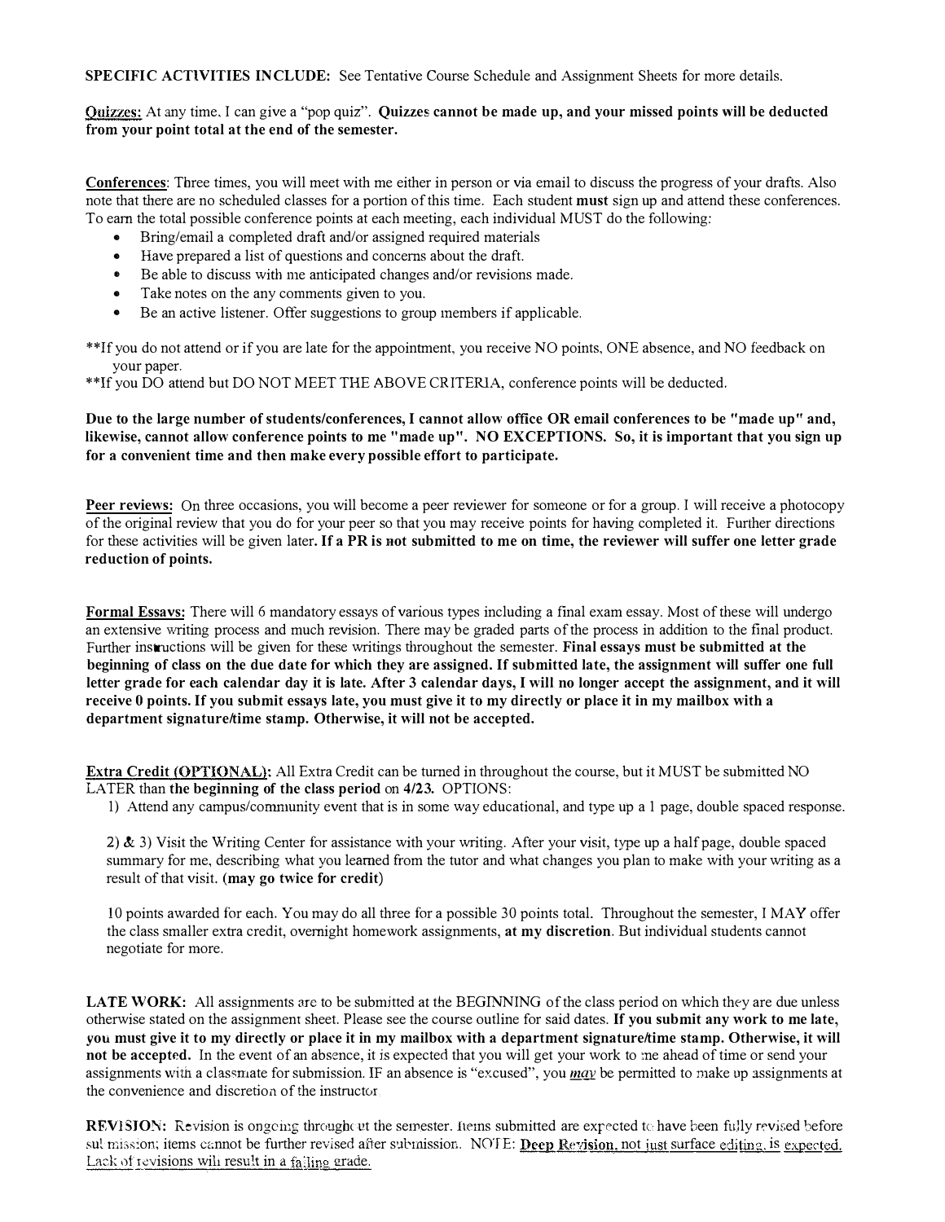**SPECIFIC ACTIVITIES INCLUDE:** See Tentative Course Schedule and Assignment Sheets for more details.

Quizzes: At any time, I can give a "pop quiz". **Quizzes cannot be made up, and your missed points will be deducted from your point total at the end of the semester.**

Conferences: Three times, you will meet with me either in person or via email to discuss the progress of your drafts. Also note that there are no scheduled classes for a portion of this time. Each student **must** sign up and attend these conferences. To earn the total possible conference points at each meeting, each individual MUST do the following:

- Bring/email a completed draft and/or assigned required materials
- Have prepared a list of questions and concerns about the draft.
- Be able to discuss with me anticipated changes and/or revisions made.
- Take notes on the any comments given to you.
- Be an active listener. Offer suggestions to group members if applicable.

**If you do not attend or if you are late for the appointment, you receive NO points, ONE absence, and NO feedback on your paper.

**If you DO attend but DO NOT MEET THE ABOVE CRITERIA, conference points will be deducted.

**Due to the large number of students/conferences, I cannot allow office OR email conferences to be "made up" and, likewise, cannot allow conference points to me "made up". NO EXCEPTIONS. So, it is important that you sign up for a convenient time and then make every possible effort to participate.**

Peer reviews: On three occasions, you will become a peer reviewer for someone or for a group. I will receive a photocopy of the original review that you do for your peer so that you may receive points for having completed it. Further directions for these activities will be given later. **If a PR is not submitted to me on time, the reviewer will suffer one letter grade reduction of points.**

Formal Essays: There will 6 mandatory essays of various types including a final exam essay. Most of these will undergo an extensive writing process and much revision. There may be graded parts of the process in addition to the final product. Further instructions will be given for these writings throughout the semester. **Final essays must be submitted at the beginning of class on the due date for which they are assigned. If submitted late, the assignment will suffer one full letter grade for each calendar day it is late. After 3 calendar days, I will no longer accept the assignment, and it will receive 0 points. If you submit essays late, you must give it to my directly or place it in my mailbox with a department signature/time stamp. Otherwise, it will not be accepted.**

Extra Credit (OPTIONAL): All Extra Credit can be turned in throughout the course, but it MUST be submitted NO LATER than **the beginning of the class period** on **4/23**. OPTIONS:

1) Attend any campus/community event that is in some way educational, and type up a 1 page, double spaced response.

2) & 3) Visit the Writing Center for assistance with your writing. After your visit, type up a half page, double spaced summary for me, describing what you learned from the tutor and what changes you plan to make with your writing as a result of that visit. **(may go twice for credit)**

10 points awarded for each. You may do all three for a possible 30 points total. Throughout the semester, I MAY offer the class smaller extra credit, overnight homework assignments, **at my discretion**. But individual students cannot negotiate for more.

**LATE WORK:** All assignments are to be submitted at the BEGINNING of the class period on which they are due unless otherwise stated on the assignment sheet. Please see the course outline for said dates. **If you submit any work to me late, you must give it to my directly or place it in my mailbox with a department signature/time stamp. Otherwise, it will not be accepted.** In the event of an absence, it is expected that you will get your work to me ahead of time or send your assignments with a classmate for submission. IF an absence is "excused", you ***may*** be permitted to make up assignments at the convenience and discretion of the instructor.

**REVISION:** Revision is ongoing throughout the semester. Items submitted are expected to have been fully revised before submission; items cannot be further revised after submission. NOTE: **Deep Revision, not just surface editing, is expected.** Lack of revisions will result in a failing grade.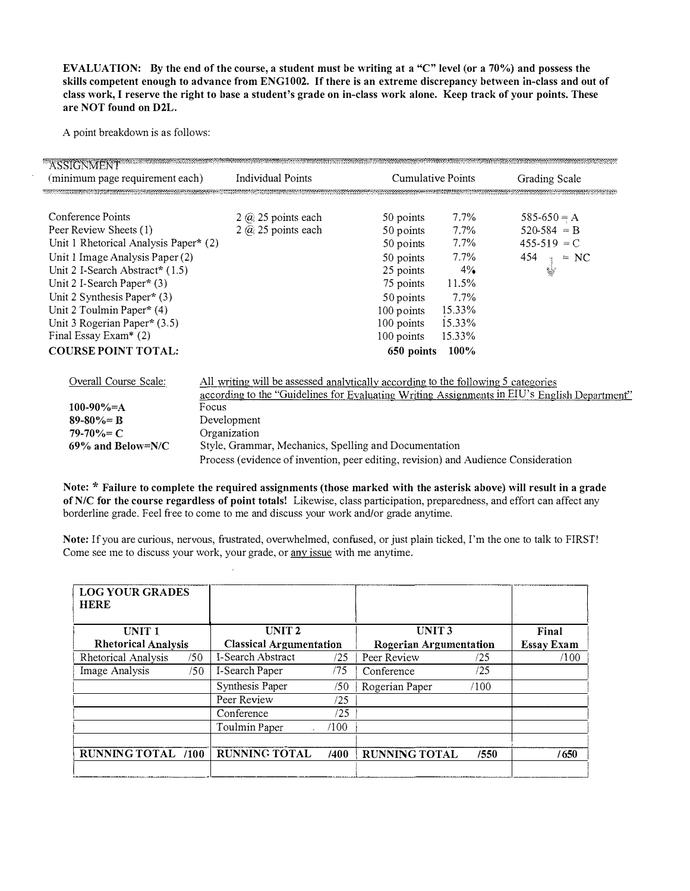**EVALUATION: By the end of the course, a student must be writing at a "C" level (or a 70%) and possess the skills competent enough to advance from ENG1002. If there is an extreme discrepancy between in-class and out of class work, I reserve the right to base a student's grade on in-class work alone. Keep track of your points. These are NOT found on D2L.**

A point breakdown is as follows:

| ASSIGNMENT (minimum page requirement each) | Individual Points | Cumulative Points | | Grading Scale |
|---|---|---|---|---|
| Conference Points | 2 @ 25 points each | 50 points | 7.7% | 585-650 = A |
| Peer Review Sheets (1) | 2 @ 25 points each | 50 points | 7.7% | 520-584 = B |
| Unit 1 Rhetorical Analysis Paper* (2) | | 50 points | 7.7% | 455-519 = C |
| Unit 1 Image Analysis Paper (2) | | 50 points | 7.7% | 454 ↓ = NC |
| Unit 2 I-Search Abstract* (1.5) | | 25 points | 4% | |
| Unit 2 I-Search Paper* (3) | | 75 points | 11.5% | |
| Unit 2 Synthesis Paper* (3) | | 50 points | 7.7% | |
| Unit 2 Toulmin Paper* (4) | | 100 points | 15.33% | |
| Unit 3 Rogerian Paper* (3.5) | | 100 points | 15.33% | |
| Final Essay Exam* (2) | | 100 points | 15.33% | |
| **COURSE POINT TOTAL:** | | **650 points** | **100%** | |

| Overall Course Scale: | All writing will be assessed analytically according to the following 5 categories according to the "Guidelines for Evaluating Writing Assignments in EIU's English Department" |
|---|---|
| **100-90%=A** | Focus |
| **89-80%= B** | Development |
| **79-70%= C** | Organization |
| **69% and Below=N/C** | Style, Grammar, Mechanics, Spelling and Documentation |
| | Process (evidence of invention, peer editing, revision) and Audience Consideration |

**Note: * Failure to complete the required assignments (those marked with the asterisk above) will result in a grade of N/C for the course regardless of point totals!** Likewise, class participation, preparedness, and effort can affect any borderline grade. Feel free to come to me and discuss your work and/or grade anytime.

**Note:** If you are curious, nervous, frustrated, overwhelmed, confused, or just plain ticked, I'm the one to talk to FIRST! Come see me to discuss your work, your grade, or any issue with me anytime.

| **LOG YOUR GRADES HERE** | | | |
|---|---|---|---|
| **UNIT 1 Rhetorical Analysis** | **UNIT 2 Classical Argumentation** | **UNIT 3 Rogerian Argumentation** | **Final Essay Exam** |
| Rhetorical Analysis /50 | I-Search Abstract /25 | Peer Review /25 | /100 |
| Image Analysis /50 | I-Search Paper /75 | Conference /25 | |
| | Synthesis Paper /50 | Rogerian Paper /100 | |
| | Peer Review /25 | | |
| | Conference /25 | | |
| | Toulmin Paper /100 | | |
| | | | |
| **RUNNING TOTAL /100** | **RUNNING TOTAL /400** | **RUNNING TOTAL /550** | **/650** |
| | | | |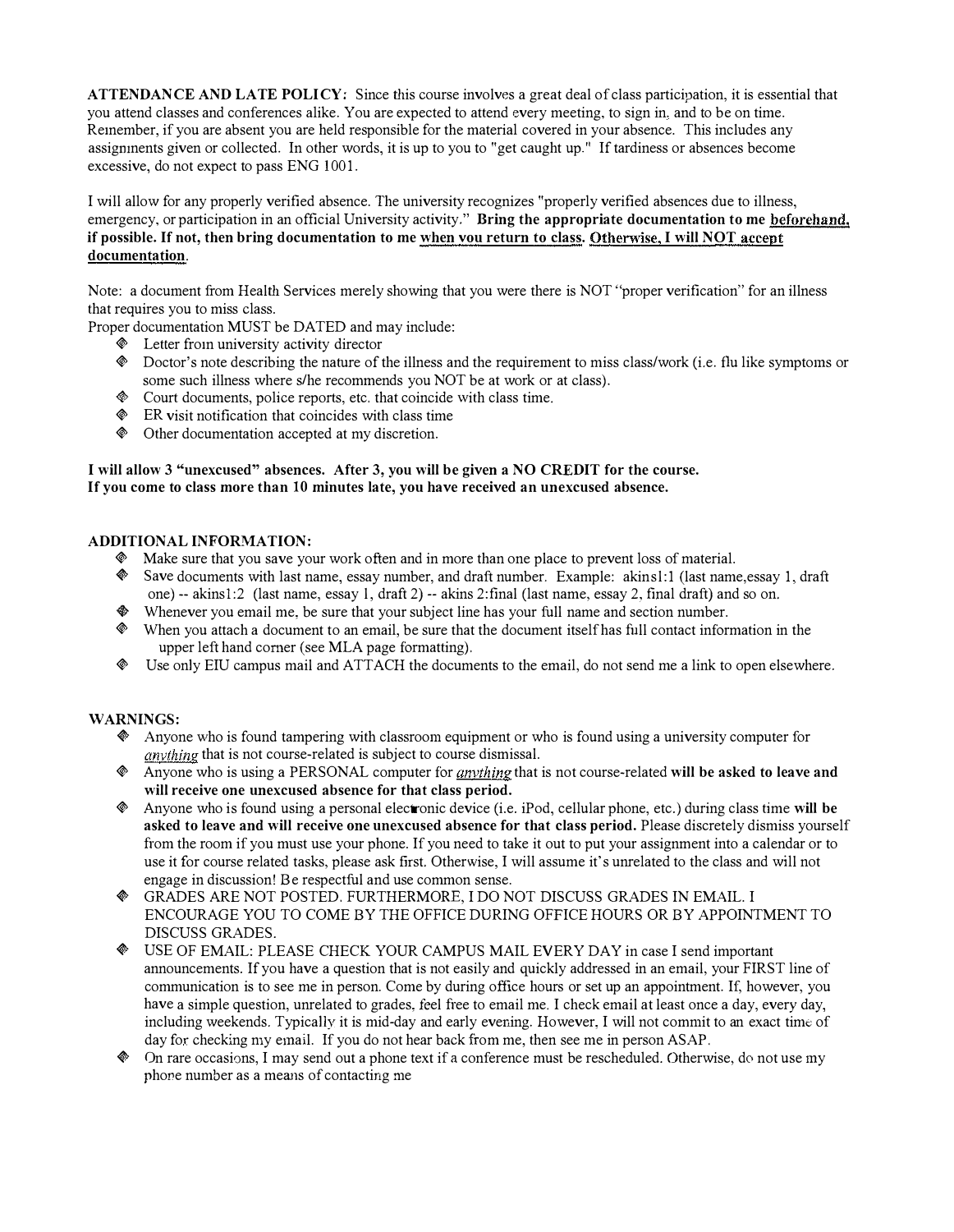**ATTENDANCE AND LATE POLICY:** Since this course involves a great deal of class participation, it is essential that you attend classes and conferences alike. You are expected to attend every meeting, to sign in, and to be on time. Remember, if you are absent you are held responsible for the material covered in your absence. This includes any assignments given or collected. In other words, it is up to you to "get caught up." If tardiness or absences become excessive, do not expect to pass ENG 1001.

I will allow for any properly verified absence. The university recognizes "properly verified absences due to illness, emergency, or participation in an official University activity." **Bring the appropriate documentation to me <u>beforehand,</u> if possible. If not, then bring documentation to me <u>when you return to class</u>. <u>Otherwise, I will NOT accept documentation</u>.**

Note: a document from Health Services merely showing that you were there is NOT "proper verification" for an illness that requires you to miss class.

Proper documentation MUST be DATED and may include:

- Letter from university activity director
- Doctor's note describing the nature of the illness and the requirement to miss class/work (i.e. flu like symptoms or some such illness where s/he recommends you NOT be at work or at class).
- Court documents, police reports, etc. that coincide with class time.
- ER visit notification that coincides with class time
- Other documentation accepted at my discretion.

**I will allow 3 "unexcused" absences. After 3, you will be given a NO CREDIT for the course.**
**If you come to class more than 10 minutes late, you have received an unexcused absence.**

**ADDITIONAL INFORMATION:**

- Make sure that you save your work often and in more than one place to prevent loss of material.
- Save documents with last name, essay number, and draft number. Example: akins1:1 (last name,essay 1, draft one) -- akins1:2 (last name, essay 1, draft 2) -- akins 2:final (last name, essay 2, final draft) and so on.
- Whenever you email me, be sure that your subject line has your full name and section number.
- When you attach a document to an email, be sure that the document itself has full contact information in the upper left hand corner (see MLA page formatting).
- Use only EIU campus mail and ATTACH the documents to the email, do not send me a link to open elsewhere.

**WARNINGS:**

- Anyone who is found tampering with classroom equipment or who is found using a university computer for <u>*anything*</u> that is not course-related is subject to course dismissal.
- Anyone who is using a PERSONAL computer for <u>*anything*</u> that is not course-related **will be asked to leave and will receive one unexcused absence for that class period.**
- Anyone who is found using a personal electronic device (i.e. iPod, cellular phone, etc.) during class time **will be asked to leave and will receive one unexcused absence for that class period.** Please discretely dismiss yourself from the room if you must use your phone. If you need to take it out to put your assignment into a calendar or to use it for course related tasks, please ask first. Otherwise, I will assume it's unrelated to the class and will not engage in discussion! Be respectful and use common sense.
- GRADES ARE NOT POSTED. FURTHERMORE, I DO NOT DISCUSS GRADES IN EMAIL. I ENCOURAGE YOU TO COME BY THE OFFICE DURING OFFICE HOURS OR BY APPOINTMENT TO DISCUSS GRADES.
- USE OF EMAIL: PLEASE CHECK YOUR CAMPUS MAIL EVERY DAY in case I send important announcements. If you have a question that is not easily and quickly addressed in an email, your FIRST line of communication is to see me in person. Come by during office hours or set up an appointment. If, however, you have a simple question, unrelated to grades, feel free to email me. I check email at least once a day, every day, including weekends. Typically it is mid-day and early evening. However, I will not commit to an exact time of day for checking my email. If you do not hear back from me, then see me in person ASAP.
- On rare occasions, I may send out a phone text if a conference must be rescheduled. Otherwise, do not use my phone number as a means of contacting me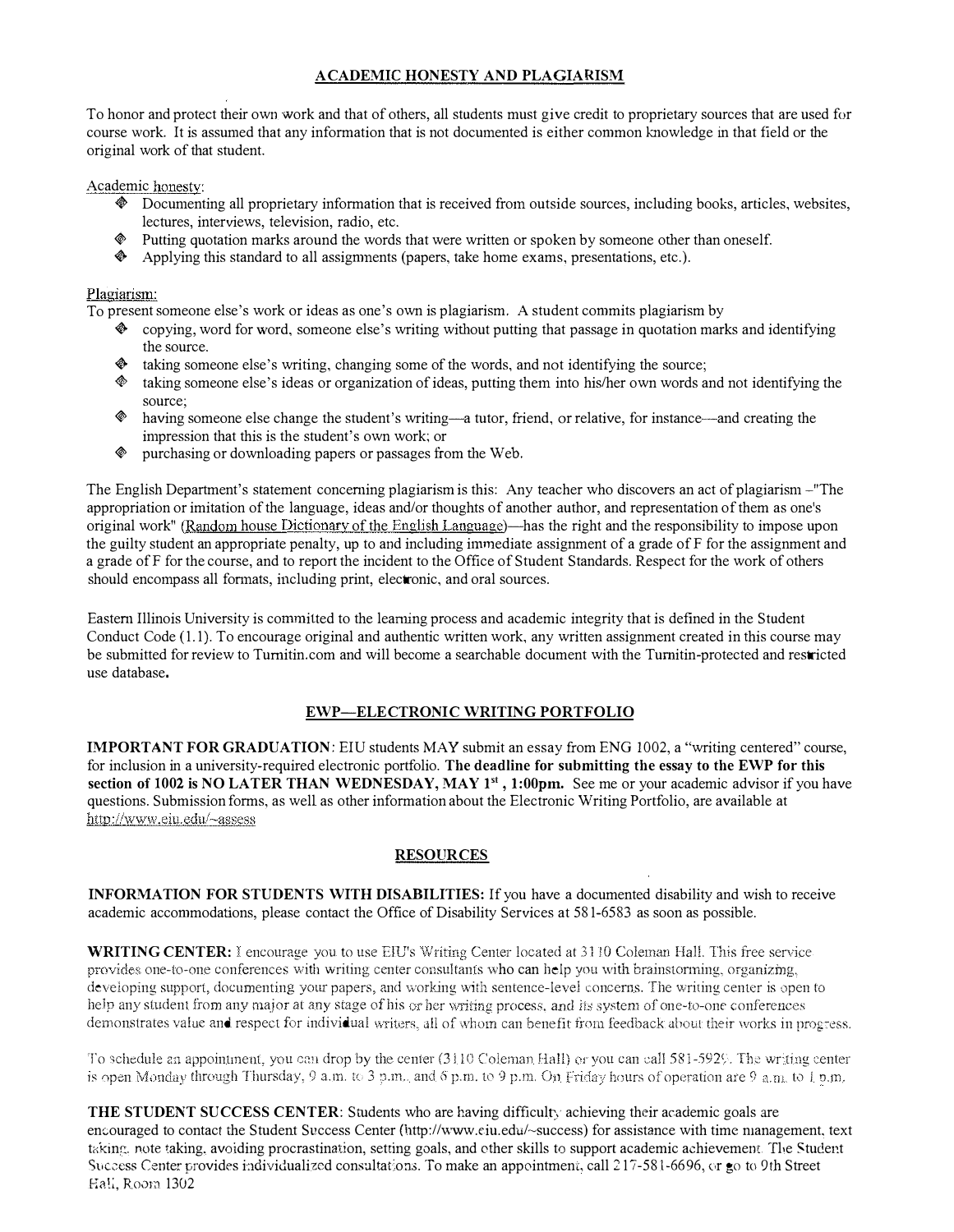## ACADEMIC HONESTY AND PLAGIARISM

To honor and protect their own work and that of others, all students must give credit to proprietary sources that are used for course work. It is assumed that any information that is not documented is either common knowledge in that field or the original work of that student.

Academic honesty:

- Documenting all proprietary information that is received from outside sources, including books, articles, websites, lectures, interviews, television, radio, etc.
- Putting quotation marks around the words that were written or spoken by someone other than oneself.
- Applying this standard to all assignments (papers, take home exams, presentations, etc.).

Plagiarism:

To present someone else's work or ideas as one's own is plagiarism. A student commits plagiarism by

- copying, word for word, someone else's writing without putting that passage in quotation marks and identifying the source.
- taking someone else's writing, changing some of the words, and not identifying the source;
- taking someone else's ideas or organization of ideas, putting them into his/her own words and not identifying the source;
- having someone else change the student's writing—a tutor, friend, or relative, for instance—and creating the impression that this is the student's own work; or
- purchasing or downloading papers or passages from the Web.

The English Department's statement concerning plagiarism is this: Any teacher who discovers an act of plagiarism –"The appropriation or imitation of the language, ideas and/or thoughts of another author, and representation of them as one's original work" (Random house Dictionary of the English Language)—has the right and the responsibility to impose upon the guilty student an appropriate penalty, up to and including immediate assignment of a grade of F for the assignment and a grade of F for the course, and to report the incident to the Office of Student Standards. Respect for the work of others should encompass all formats, including print, electronic, and oral sources.

Eastern Illinois University is committed to the learning process and academic integrity that is defined in the Student Conduct Code (1.1). To encourage original and authentic written work, any written assignment created in this course may be submitted for review to Turnitin.com and will become a searchable document with the Turnitin-protected and restricted use database.

## EWP—ELECTRONIC WRITING PORTFOLIO

**IMPORTANT FOR GRADUATION**: EIU students MAY submit an essay from ENG 1002, a "writing centered" course, for inclusion in a university-required electronic portfolio. **The deadline for submitting the essay to the EWP for this section of 1002 is NO LATER THAN WEDNESDAY, MAY 1st, 1:00pm.** See me or your academic advisor if you have questions. Submission forms, as well as other information about the Electronic Writing Portfolio, are available at http://www.eiu.edu/~assess

## RESOURCES

**INFORMATION FOR STUDENTS WITH DISABILITIES:** If you have a documented disability and wish to receive academic accommodations, please contact the Office of Disability Services at 581-6583 as soon as possible.

**WRITING CENTER:** I encourage you to use EIU's Writing Center located at 3110 Coleman Hall. This free service provides one-to-one conferences with writing center consultants who can help you with brainstorming, organizing, developing support, documenting your papers, and working with sentence-level concerns. The writing center is open to help any student from any major at any stage of his or her writing process, and its system of one-to-one conferences demonstrates value and respect for individual writers, all of whom can benefit from feedback about their works in progress.

To schedule an appointment, you can drop by the center (3110 Coleman Hall) or you can call 581-5929. The writing center is open Monday through Thursday, 9 a.m. to 3 p.m., and 6 p.m. to 9 p.m. On Friday hours of operation are 9 a.m. to 1 p.m.

**THE STUDENT SUCCESS CENTER**: Students who are having difficulty achieving their academic goals are encouraged to contact the Student Success Center (http://www.eiu.edu/~success) for assistance with time management, text taking, note taking, avoiding procrastination, setting goals, and other skills to support academic achievement. The Student Success Center provides individualized consultations. To make an appointment, call 217-581-6696, or go to 9th Street Hall, Room 1302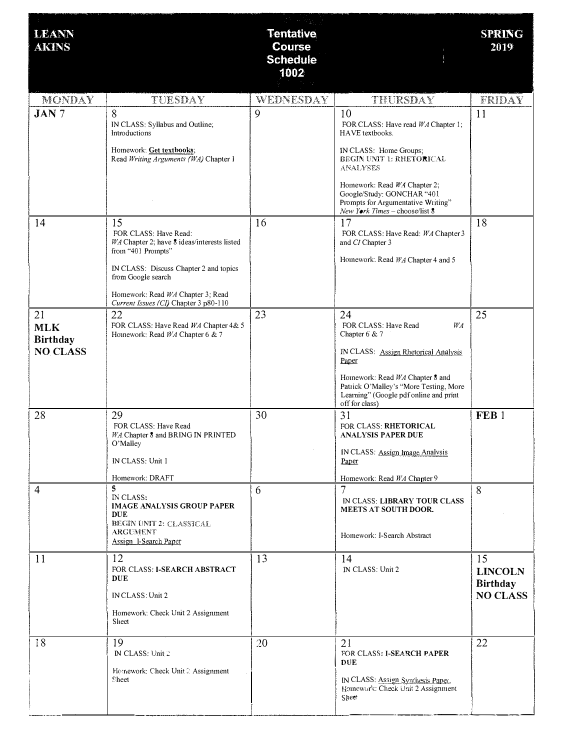| LEANN AKINS | Tentative Course Schedule 1002 | | | SPRING 2019 |
|---|---|---|---|---|
| **MONDAY** | **TUESDAY** | **WEDNESDAY** | **THURSDAY** | **FRIDAY** |
| **JAN** 7 | 8<br>IN CLASS: Syllabus and Outline; Introductions<br><br>Homework: **Get textbooks**; Read *Writing Arguments (WA)* Chapter 1 | 9 | 10<br>FOR CLASS: Have read *WA* Chapter 1; HAVE textbooks.<br><br>IN CLASS: Home Groups; **BEGIN UNIT 1: RHETORICAL ANALYSES**<br><br>Homework: Read *WA* Chapter 2; Google/Study: GONCHAR "401 Prompts for Argumentative Writing" *New York Times* – choose/list 8 | 11 |
| 14 | 15<br>FOR CLASS: Have Read: *WA* Chapter 2; have 8 ideas/interests listed from "401 Prompts"<br><br>IN CLASS: Discuss Chapter 2 and topics from Google search<br><br>Homework: Read *WA* Chapter 3; Read *Current Issues (CI)* Chapter 3 p80-110 | 16 | 17<br>FOR CLASS: Have Read: *WA* Chapter 3 and *CI* Chapter 3<br><br>Homework: Read *WA* Chapter 4 and 5 | 18 |
| 21<br>**MLK Birthday NO CLASS** | 22<br>FOR CLASS: Have Read *WA* Chapter 4& 5<br>Homework: Read *WA* Chapter 6 & 7 | 23 | 24<br>FOR CLASS: Have Read *WA* Chapter 6 & 7<br><br>IN CLASS: Assign Rhetorical Analysis Paper<br><br>Homework: Read *WA* Chapter 8 and Patrick O'Malley's "More Testing, More Learning" (Google pdf online and print off for class) | 25 |
| 28 | 29<br>FOR CLASS: Have Read *WA* Chapter 8 and BRING IN PRINTED O'Malley<br><br>IN CLASS: Unit 1<br><br>Homework: DRAFT | 30 | 31<br>FOR CLASS: **RHETORICAL ANALYSIS PAPER DUE**<br><br>IN CLASS: Assign Image Analysis Paper<br><br>Homework: Read *WA* Chapter 9 | **FEB** 1 |
| 4 | 5<br>IN CLASS:<br>**IMAGE ANALYSIS GROUP PAPER DUE**<br>**BEGIN UNIT 2: CLASSICAL ARGUMENT**<br>Assign I-Search Paper | 6 | 7<br>IN CLASS: **LIBRARY TOUR CLASS MEETS AT SOUTH DOOR.**<br><br>Homework: I-Search Abstract | 8 |
| 11 | 12<br>FOR CLASS: **I-SEARCH ABSTRACT DUE**<br><br>IN CLASS: Unit 2<br><br>Homework: Check Unit 2 Assignment Sheet | 13 | 14<br>IN CLASS: Unit 2 | 15<br>**LINCOLN Birthday NO CLASS** |
| 18 | 19<br>IN CLASS: Unit 2<br><br>Homework: Check Unit 2 Assignment Sheet | 20 | 21<br>FOR CLASS: **I-SEARCH PAPER DUE**<br><br>IN CLASS: Assign Synthesis Paper.<br>Homework: Check Unit 2 Assignment Sheet | 22 |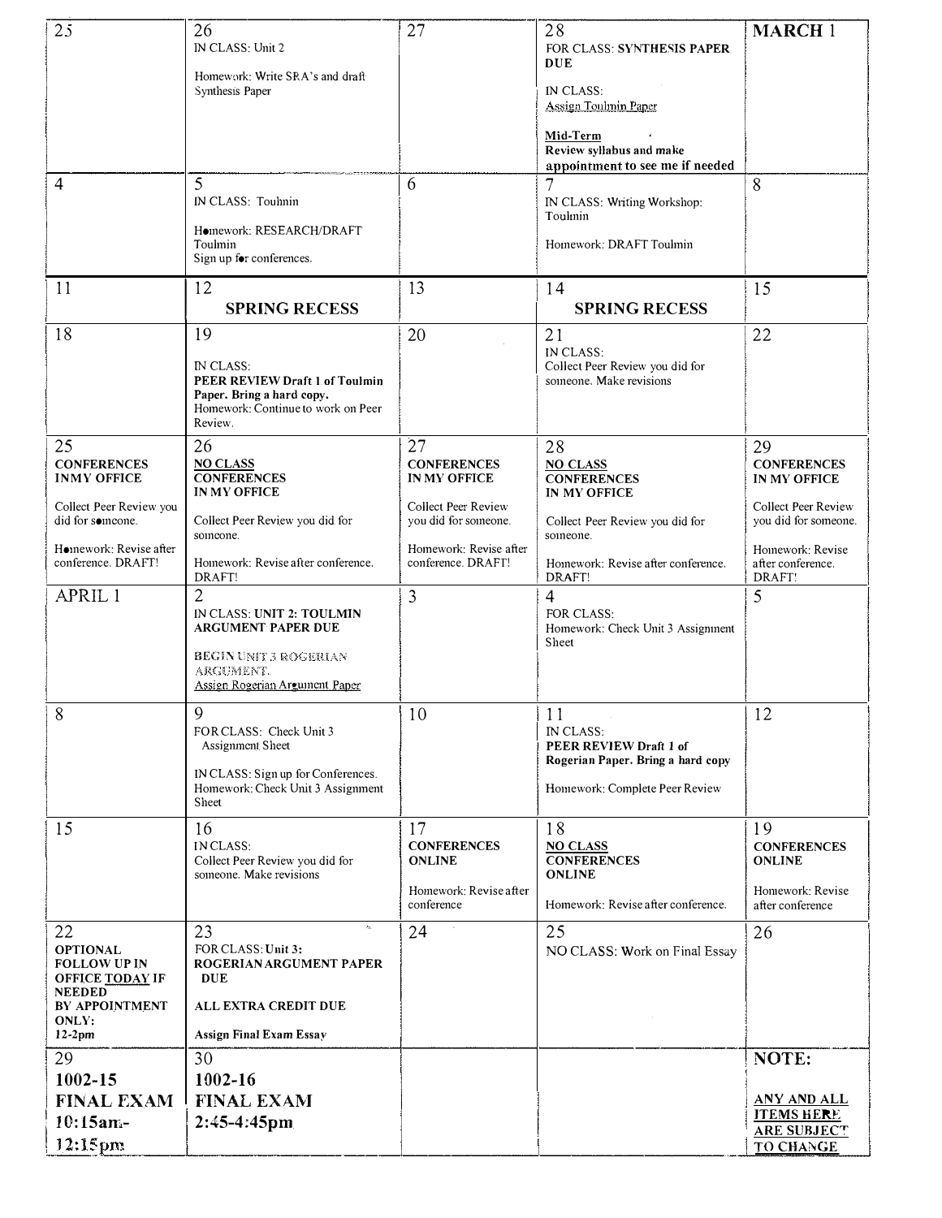| | | | | |
|---|---|---|---|---|
| 25 | 26<br>IN CLASS: Unit 2<br><br>Homework: Write SRA's and draft Synthesis Paper | 27 | 28<br>FOR CLASS: **SYNTHESIS PAPER DUE**<br><br>IN CLASS:<br><u>Assign Toulmin Paper</u><br><br>**<u>Mid-Term</u>**<br>**Review syllabus and make appointment to see me if needed** | **MARCH 1** |
| 4 | 5<br>IN CLASS: Toulmin<br><br>Homework: RESEARCH/DRAFT Toulmin<br>Sign up for conferences. | 6 | 7<br>IN CLASS: Writing Workshop: Toulmin<br><br>Homework: DRAFT Toulmin | 8 |
| 11 | 12<br>**SPRING RECESS** | 13 | 14<br>**SPRING RECESS** | 15 |
| 18 | 19<br><br>IN CLASS:<br>**PEER REVIEW Draft 1 of Toulmin Paper. Bring a hard copy.**<br>Homework: Continue to work on Peer Review. | 20 | 21<br>IN CLASS:<br>Collect Peer Review you did for someone. Make revisions | 22 |
| 25<br>**CONFERENCES INMY OFFICE**<br><br>Collect Peer Review you did for someone.<br><br>Homework: Revise after conference. DRAFT! | 26<br>**<u>NO CLASS</u>**<br>**CONFERENCES IN MY OFFICE**<br><br>Collect Peer Review you did for someone.<br><br>Homework: Revise after conference. DRAFT! | 27<br>**CONFERENCES IN MY OFFICE**<br><br>Collect Peer Review you did for someone.<br><br>Homework: Revise after conference. DRAFT! | 28<br>**<u>NO CLASS</u>**<br>**CONFERENCES IN MY OFFICE**<br><br>Collect Peer Review you did for someone.<br><br>Homework: Revise after conference. DRAFT! | 29<br>**CONFERENCES IN MY OFFICE**<br><br>Collect Peer Review you did for someone.<br><br>Homework: Revise after conference. DRAFT! |
| APRIL 1 | 2<br>IN CLASS: **UNIT 2: TOULMIN ARGUMENT PAPER DUE**<br><br>**BEGIN UNIT 3 ROGERIAN ARGUMENT.**<br><u>Assign Rogerian Argument Paper</u> | 3 | 4<br>FOR CLASS:<br>Homework: Check Unit 3 Assignment Sheet | 5 |
| 8 | 9<br>FOR CLASS: Check Unit 3 Assignment Sheet<br><br>IN CLASS: Sign up for Conferences.<br>Homework: Check Unit 3 Assignment Sheet | 10 | 11<br>IN CLASS:<br>**PEER REVIEW Draft 1 of Rogerian Paper. Bring a hard copy**<br><br>Homework: Complete Peer Review | 12 |
| 15 | 16<br>IN CLASS:<br>Collect Peer Review you did for someone. Make revisions | 17<br>**CONFERENCES ONLINE**<br><br>Homework: Revise after conference | 18<br>**<u>NO CLASS</u>**<br>**CONFERENCES ONLINE**<br><br>Homework: Revise after conference. | 19<br>**CONFERENCES ONLINE**<br><br>Homework: Revise after conference |
| 22<br>**OPTIONAL FOLLOW UP IN OFFICE <u>TODAY</u> IF NEEDED BY APPOINTMENT ONLY: 12-2pm** | 23<br>FOR CLASS: **Unit 3: ROGERIAN ARGUMENT PAPER DUE**<br><br>**ALL EXTRA CREDIT DUE**<br><br>**Assign Final Exam Essay** | 24 | 25<br>NO CLASS: Work on Final Essay | 26 |
| 29<br>**1002-15**<br>**FINAL EXAM**<br>**10:15am-12:15pm** | 30<br>**1002-16**<br>**FINAL EXAM**<br>**2:45-4:45pm** | | | **NOTE:**<br><br>**<u>ANY AND ALL ITEMS HERE ARE SUBJECT TO CHANGE</u>** |